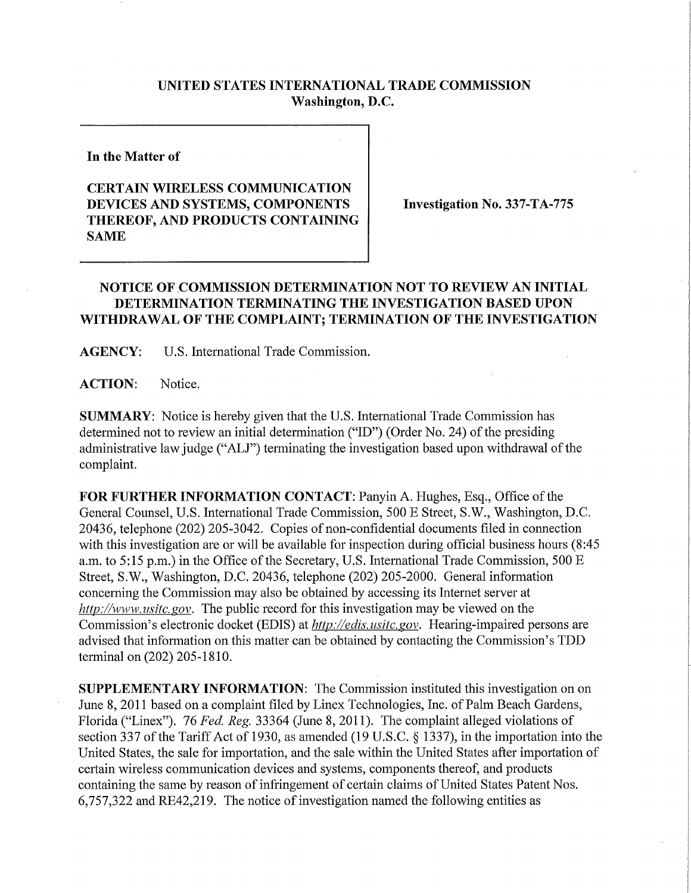**UNITED STATES INTERNATIONAL TRADE COMMISSION**
**Washington, D.C.**

**In the Matter of**

**CERTAIN WIRELESS COMMUNICATION DEVICES AND SYSTEMS, COMPONENTS THEREOF, AND PRODUCTS CONTAINING SAME**

**Investigation No. 337-TA-775**

**NOTICE OF COMMISSION DETERMINATION NOT TO REVIEW AN INITIAL DETERMINATION TERMINATING THE INVESTIGATION BASED UPON WITHDRAWAL OF THE COMPLAINT; TERMINATION OF THE INVESTIGATION**

**AGENCY:** U.S. International Trade Commission.

**ACTION:** Notice.

**SUMMARY:** Notice is hereby given that the U.S. International Trade Commission has determined not to review an initial determination ("ID") (Order No. 24) of the presiding administrative law judge ("ALJ") terminating the investigation based upon withdrawal of the complaint.

**FOR FURTHER INFORMATION CONTACT:** Panyin A. Hughes, Esq., Office of the General Counsel, U.S. International Trade Commission, 500 E Street, S.W., Washington, D.C. 20436, telephone (202) 205-3042. Copies of non-confidential documents filed in connection with this investigation are or will be available for inspection during official business hours (8:45 a.m. to 5:15 p.m.) in the Office of the Secretary, U.S. International Trade Commission, 500 E Street, S.W., Washington, D.C. 20436, telephone (202) 205-2000. General information concerning the Commission may also be obtained by accessing its Internet server at *http://www.usitc.gov*. The public record for this investigation may be viewed on the Commission's electronic docket (EDIS) at *http://edis.usitc.gov*. Hearing-impaired persons are advised that information on this matter can be obtained by contacting the Commission's TDD terminal on (202) 205-1810.

**SUPPLEMENTARY INFORMATION:** The Commission instituted this investigation on on June 8, 2011 based on a complaint filed by Linex Technologies, Inc. of Palm Beach Gardens, Florida ("Linex"). 76 *Fed. Reg.* 33364 (June 8, 2011). The complaint alleged violations of section 337 of the Tariff Act of 1930, as amended (19 U.S.C. § 1337), in the importation into the United States, the sale for importation, and the sale within the United States after importation of certain wireless communication devices and systems, components thereof, and products containing the same by reason of infringement of certain claims of United States Patent Nos. 6,757,322 and RE42,219. The notice of investigation named the following entities as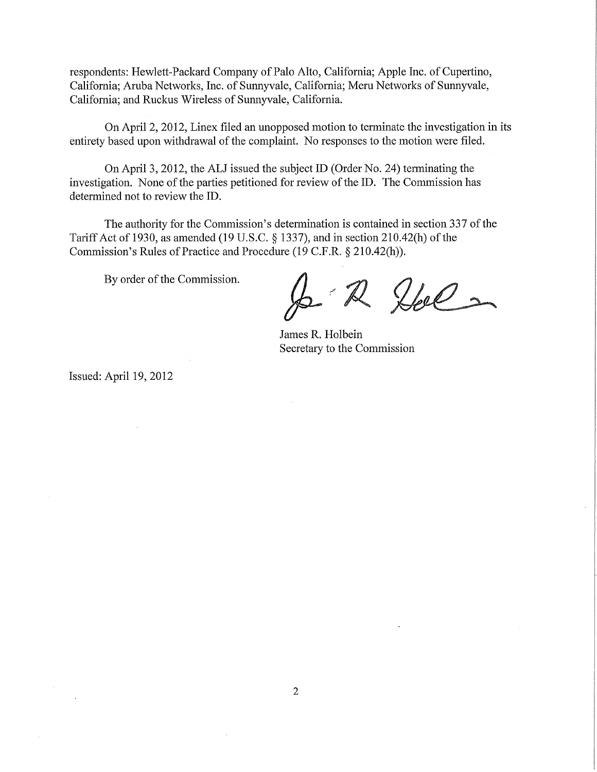respondents: Hewlett-Packard Company of Palo Alto, California; Apple Inc. of Cupertino, California; Aruba Networks, Inc. of Sunnyvale, California; Meru Networks of Sunnyvale, California; and Ruckus Wireless of Sunnyvale, California.

On April 2, 2012, Linex filed an unopposed motion to terminate the investigation in its entirety based upon withdrawal of the complaint. No responses to the motion were filed.

On April 3, 2012, the ALJ issued the subject ID (Order No. 24) terminating the investigation. None of the parties petitioned for review of the ID. The Commission has determined not to review the ID.

The authority for the Commission's determination is contained in section 337 of the Tariff Act of 1930, as amended (19 U.S.C. § 1337), and in section 210.42(h) of the Commission's Rules of Practice and Procedure (19 C.F.R. § 210.42(h)).

By order of the Commission.

James R. Holbein
Secretary to the Commission

Issued: April 19, 2012